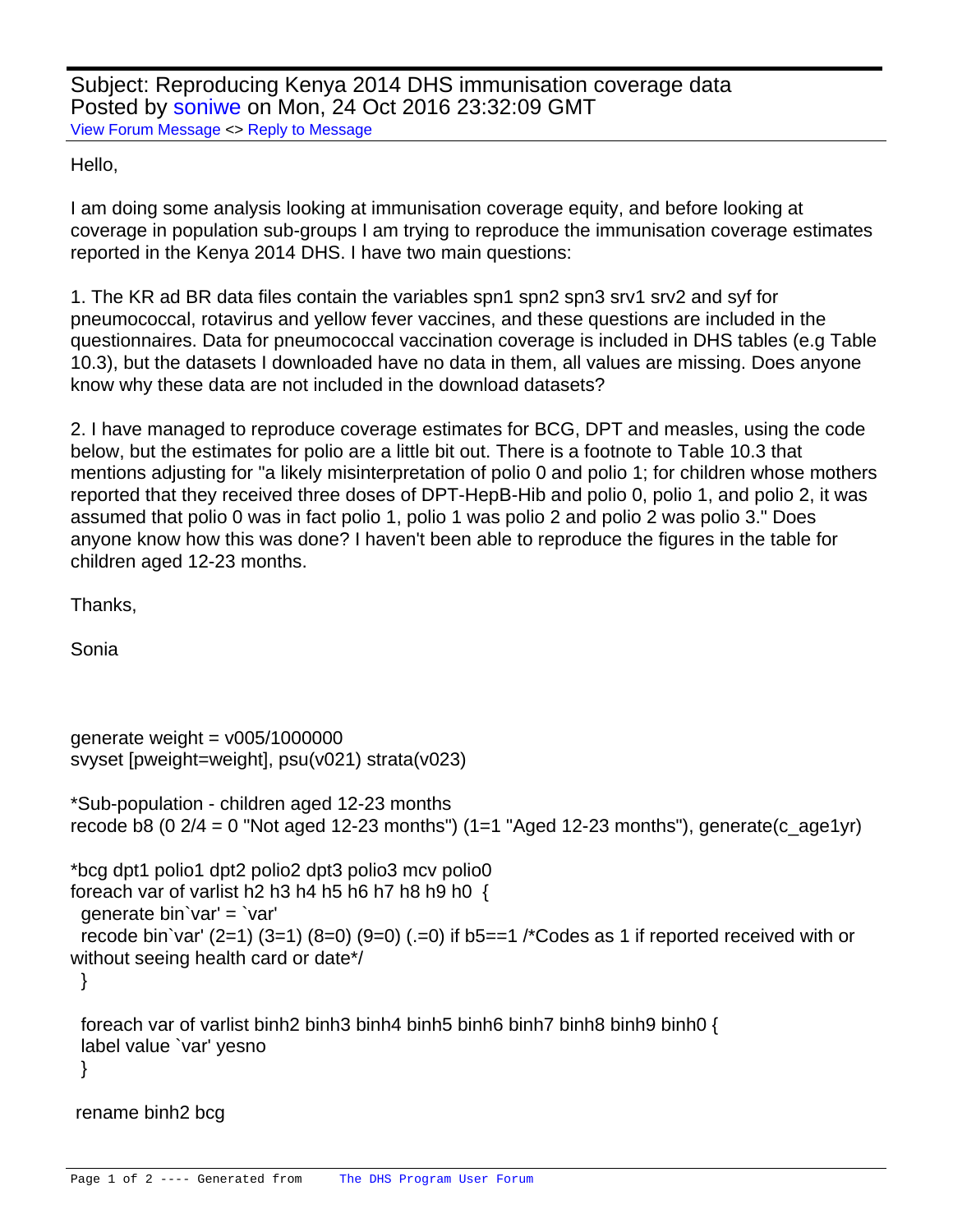Subject: Reproducing Kenya 2014 DHS immunisation coverage data
Posted by soniwe on Mon, 24 Oct 2016 23:32:09 GMT
View Forum Message <> Reply to Message

Hello,

I am doing some analysis looking at immunisation coverage equity, and before looking at coverage in population sub-groups I am trying to reproduce the immunisation coverage estimates reported in the Kenya 2014 DHS. I have two main questions:

1. The KR ad BR data files contain the variables spn1 spn2 spn3 srv1 srv2 and syf for pneumococcal, rotavirus and yellow fever vaccines, and these questions are included in the questionnaires. Data for pneumococcal vaccination coverage is included in DHS tables (e.g Table 10.3), but the datasets I downloaded have no data in them, all values are missing. Does anyone know why these data are not included in the download datasets?

2. I have managed to reproduce coverage estimates for BCG, DPT and measles, using the code below, but the estimates for polio are a little bit out. There is a footnote to Table 10.3 that mentions adjusting for "a likely misinterpretation of polio 0 and polio 1; for children whose mothers reported that they received three doses of DPT-HepB-Hib and polio 0, polio 1, and polio 2, it was assumed that polio 0 was in fact polio 1, polio 1 was polio 2 and polio 2 was polio 3." Does anyone know how this was done? I haven't been able to reproduce the figures in the table for children aged 12-23 months.

Thanks,

Sonia

```
generate weight = v005/1000000
svyset [pweight=weight], psu(v021) strata(v023)

*Sub-population - children aged 12-23 months
recode b8 (0 2/4 = 0 "Not aged 12-23 months") (1=1 "Aged 12-23 months"), generate(c_age1yr)

*bcg dpt1 polio1 dpt2 polio2 dpt3 polio3 mcv polio0
foreach var of varlist h2 h3 h4 h5 h6 h7 h8 h9 h0  {
  generate bin`var' = `var'
  recode bin`var' (2=1) (3=1) (8=0) (9=0) (.=0) if b5==1 /*Codes as 1 if reported received with or without seeing health card or date*/
  }

  foreach var of varlist binh2 binh3 binh4 binh5 binh6 binh7 binh8 binh9 binh0 {
  label value `var' yesno
  }

 rename binh2 bcg
```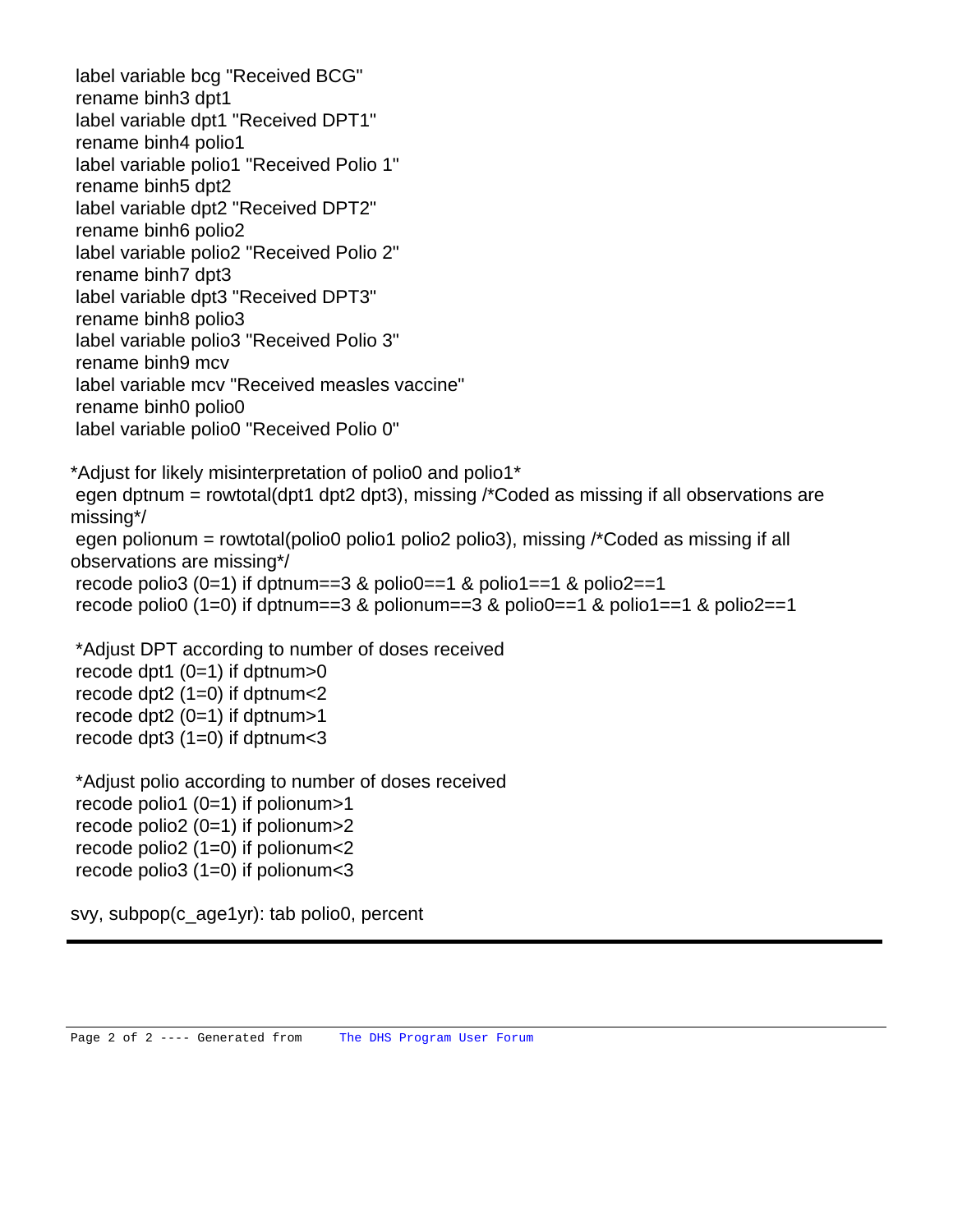```
label variable bcg "Received BCG"
rename binh3 dpt1
label variable dpt1 "Received DPT1"
rename binh4 polio1
label variable polio1 "Received Polio 1"
rename binh5 dpt2
label variable dpt2 "Received DPT2"
rename binh6 polio2
label variable polio2 "Received Polio 2"
rename binh7 dpt3
label variable dpt3 "Received DPT3"
rename binh8 polio3
label variable polio3 "Received Polio 3"
rename binh9 mcv
label variable mcv "Received measles vaccine"
rename binh0 polio0
label variable polio0 "Received Polio 0"

*Adjust for likely misinterpretation of polio0 and polio1*
egen dptnum = rowtotal(dpt1 dpt2 dpt3), missing /*Coded as missing if all observations are missing*/
egen polionum = rowtotal(polio0 polio1 polio2 polio3), missing /*Coded as missing if all observations are missing*/
recode polio3 (0=1) if dptnum==3 & polio0==1 & polio1==1 & polio2==1
recode polio0 (1=0) if dptnum==3 & polionum==3 & polio0==1 & polio1==1 & polio2==1

*Adjust DPT according to number of doses received
recode dpt1 (0=1) if dptnum>0
recode dpt2 (1=0) if dptnum<2
recode dpt2 (0=1) if dptnum>1
recode dpt3 (1=0) if dptnum<3

*Adjust polio according to number of doses received
recode polio1 (0=1) if polionum>1
recode polio2 (0=1) if polionum>2
recode polio2 (1=0) if polionum<2
recode polio3 (1=0) if polionum<3

svy, subpop(c_age1yr): tab polio0, percent
```